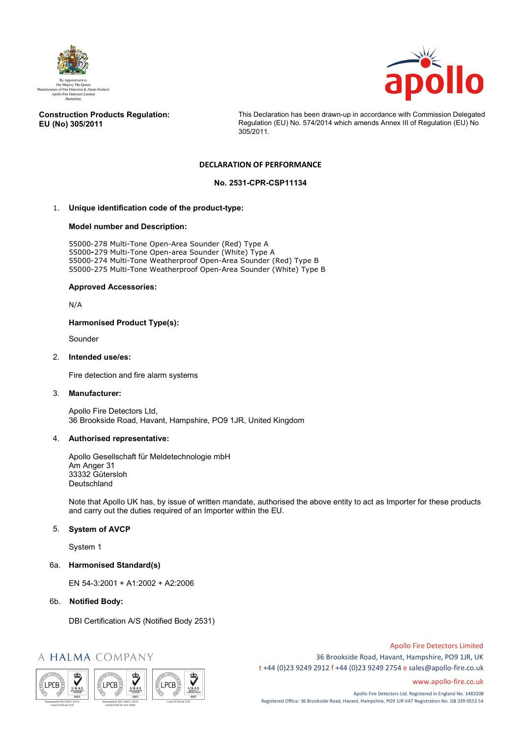By Appointment to
Her Majesty The Queen
Manufacturers of Fire Detection & Alarm Products
Apollo Fire Detectors Limited
Hampshire

**Construction Products Regulation:**
**EU (No) 305/2011**

This Declaration has been drawn-up in accordance with Commission Delegated Regulation (EU) No. 574/2014 which amends Annex III of Regulation (EU) No 305/2011.

## DECLARATION OF PERFORMANCE

**No. 2531-CPR-CSP11134**

1. **Unique identification code of the product-type:**

   **Model number and Description:**

   55000-278 Multi-Tone Open-Area Sounder (Red) Type A
   55000-279 Multi-Tone Open-area Sounder (White) Type A
   55000-274 Multi-Tone Weatherproof Open-Area Sounder (Red) Type B
   55000-275 Multi-Tone Weatherproof Open-Area Sounder (White) Type B

   **Approved Accessories:**

   N/A

   **Harmonised Product Type(s):**

   Sounder

2. **Intended use/es:**

   Fire detection and fire alarm systems

3. **Manufacturer:**

   Apollo Fire Detectors Ltd,
   36 Brookside Road, Havant, Hampshire, PO9 1JR, United Kingdom

4. **Authorised representative:**

   Apollo Gesellschaft für Meldetechnologie mbH
   Am Anger 31
   33332 Gütersloh
   Deutschland

   Note that Apollo UK has, by issue of written mandate, authorised the above entity to act as Importer for these products and carry out the duties required of an Importer within the EU.

5. **System of AVCP**

   System 1

6a. **Harmonised Standard(s)**

   EN 54-3:2001 + A1:2002 + A2:2006

6b. **Notified Body:**

   DBI Certification A/S (Notified Body 2531)

A HALMA COMPANY

Apollo Fire Detectors Limited
36 Brookside Road, Havant, Hampshire, PO9 1JR, UK
t +44 (0)23 9249 2912 f +44 (0)23 9249 2754 e sales@apollo-fire.co.uk
www.apollo-fire.co.uk

Apollo Fire Detectors Ltd. Registered in England No. 1483208
Registered Office: 36 Brookside Road, Havant, Hampshire, PO9 1JR VAT Registration No. GB 339 0553 54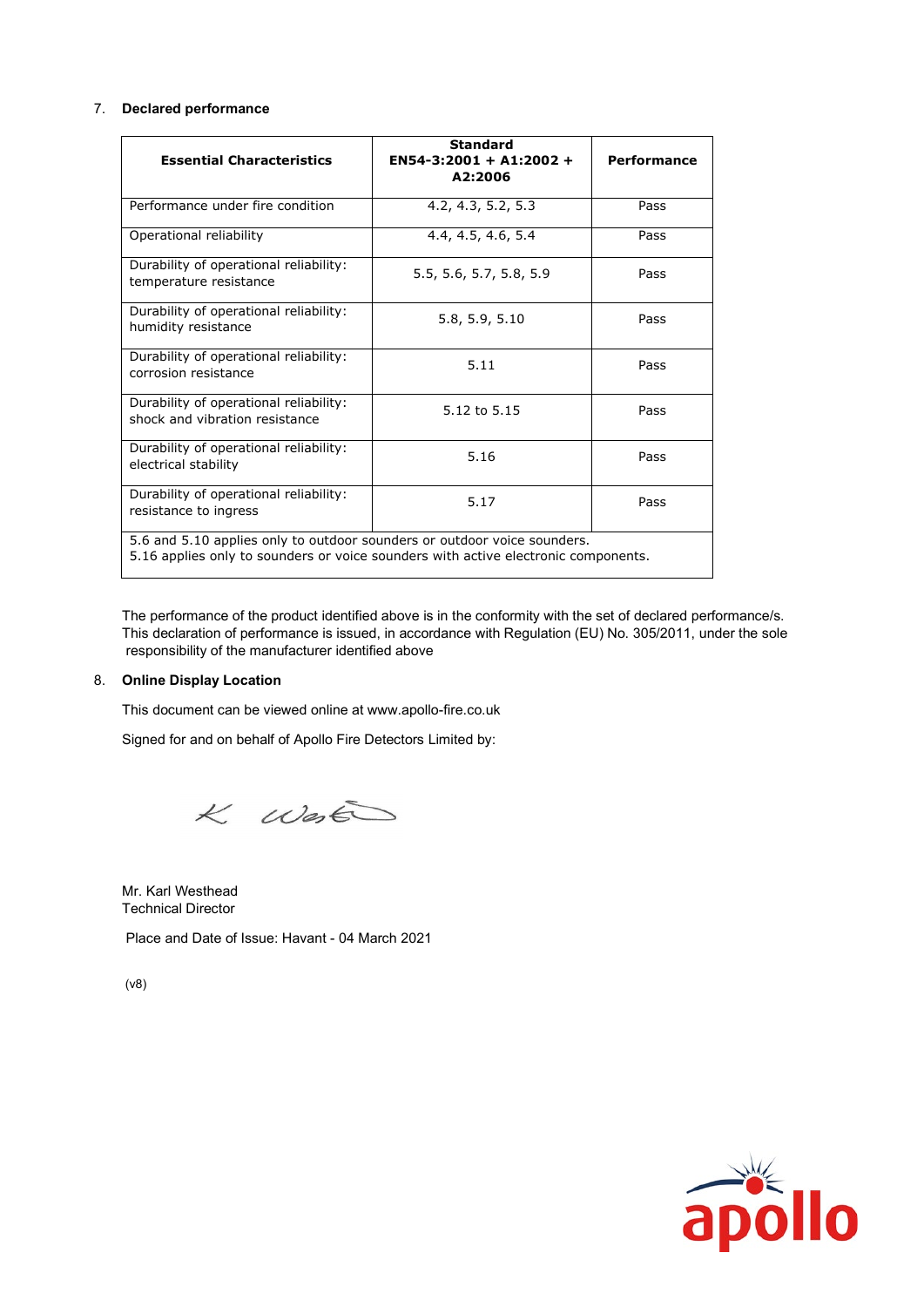7. **Declared performance**

| Essential Characteristics | Standard EN54-3:2001 + A1:2002 + A2:2006 | Performance |
|---|---|---|
| Performance under fire condition | 4.2, 4.3, 5.2, 5.3 | Pass |
| Operational reliability | 4.4, 4.5, 4.6, 5.4 | Pass |
| Durability of operational reliability: temperature resistance | 5.5, 5.6, 5.7, 5.8, 5.9 | Pass |
| Durability of operational reliability: humidity resistance | 5.8, 5.9, 5.10 | Pass |
| Durability of operational reliability: corrosion resistance | 5.11 | Pass |
| Durability of operational reliability: shock and vibration resistance | 5.12 to 5.15 | Pass |
| Durability of operational reliability: electrical stability | 5.16 | Pass |
| Durability of operational reliability: resistance to ingress | 5.17 | Pass |
| 5.6 and 5.10 applies only to outdoor sounders or outdoor voice sounders. 5.16 applies only to sounders or voice sounders with active electronic components. | | |

The performance of the product identified above is in the conformity with the set of declared performance/s. This declaration of performance is issued, in accordance with Regulation (EU) No. 305/2011, under the sole responsibility of the manufacturer identified above

8. **Online Display Location**

This document can be viewed online at www.apollo-fire.co.uk

Signed for and on behalf of Apollo Fire Detectors Limited by:

Mr. Karl Westhead
Technical Director

Place and Date of Issue: Havant - 04 March 2021

(v8)